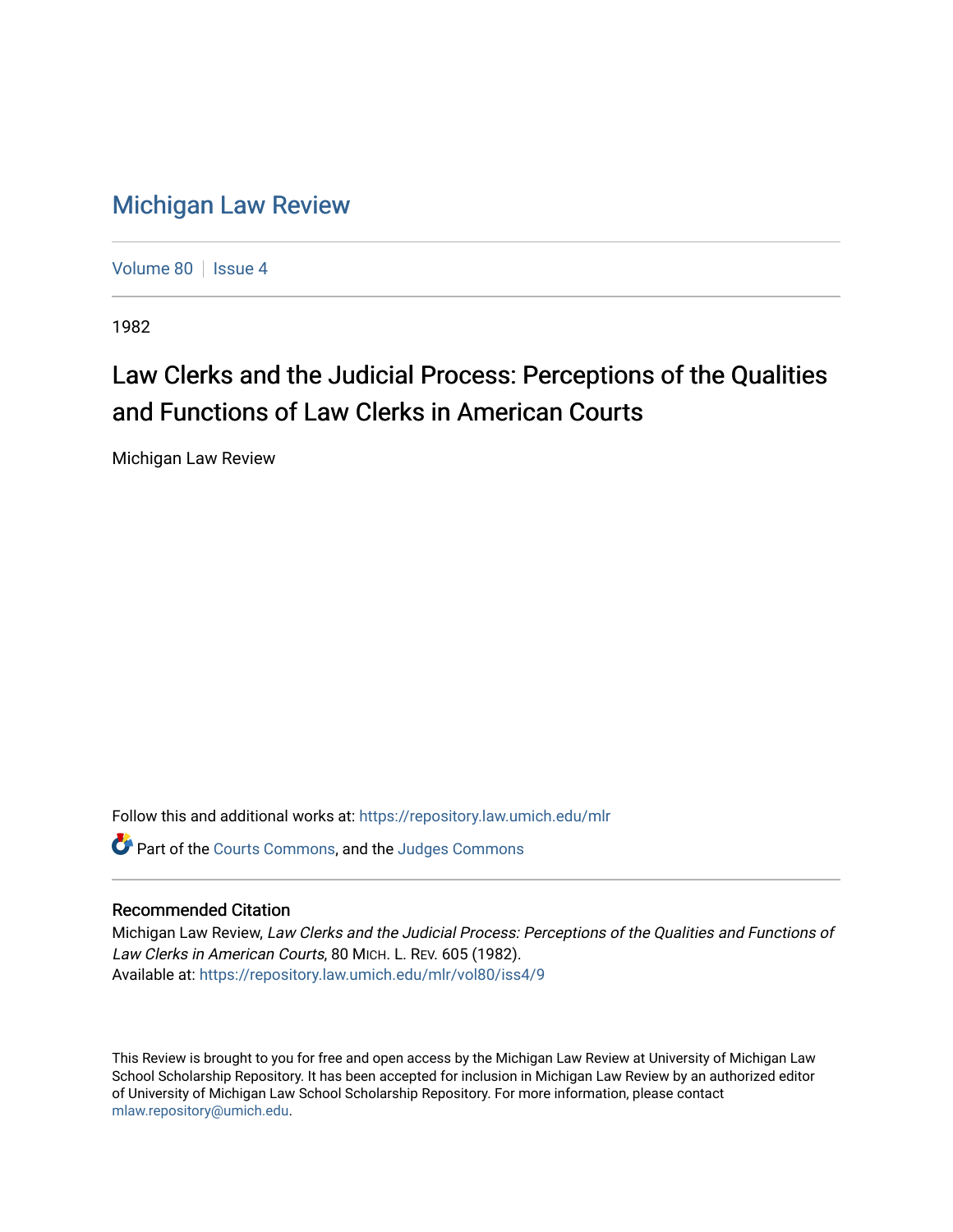# Michigan Law Review

Volume 80 | Issue 4

1982

## Law Clerks and the Judicial Process: Perceptions of the Qualities and Functions of Law Clerks in American Courts

Michigan Law Review

Follow this and additional works at: https://repository.law.umich.edu/mlr

Part of the Courts Commons, and the Judges Commons

### Recommended Citation

Michigan Law Review, *Law Clerks and the Judicial Process: Perceptions of the Qualities and Functions of Law Clerks in American Courts*, 80 MICH. L. REV. 605 (1982).
Available at: https://repository.law.umich.edu/mlr/vol80/iss4/9

This Review is brought to you for free and open access by the Michigan Law Review at University of Michigan Law School Scholarship Repository. It has been accepted for inclusion in Michigan Law Review by an authorized editor of University of Michigan Law School Scholarship Repository. For more information, please contact mlaw.repository@umich.edu.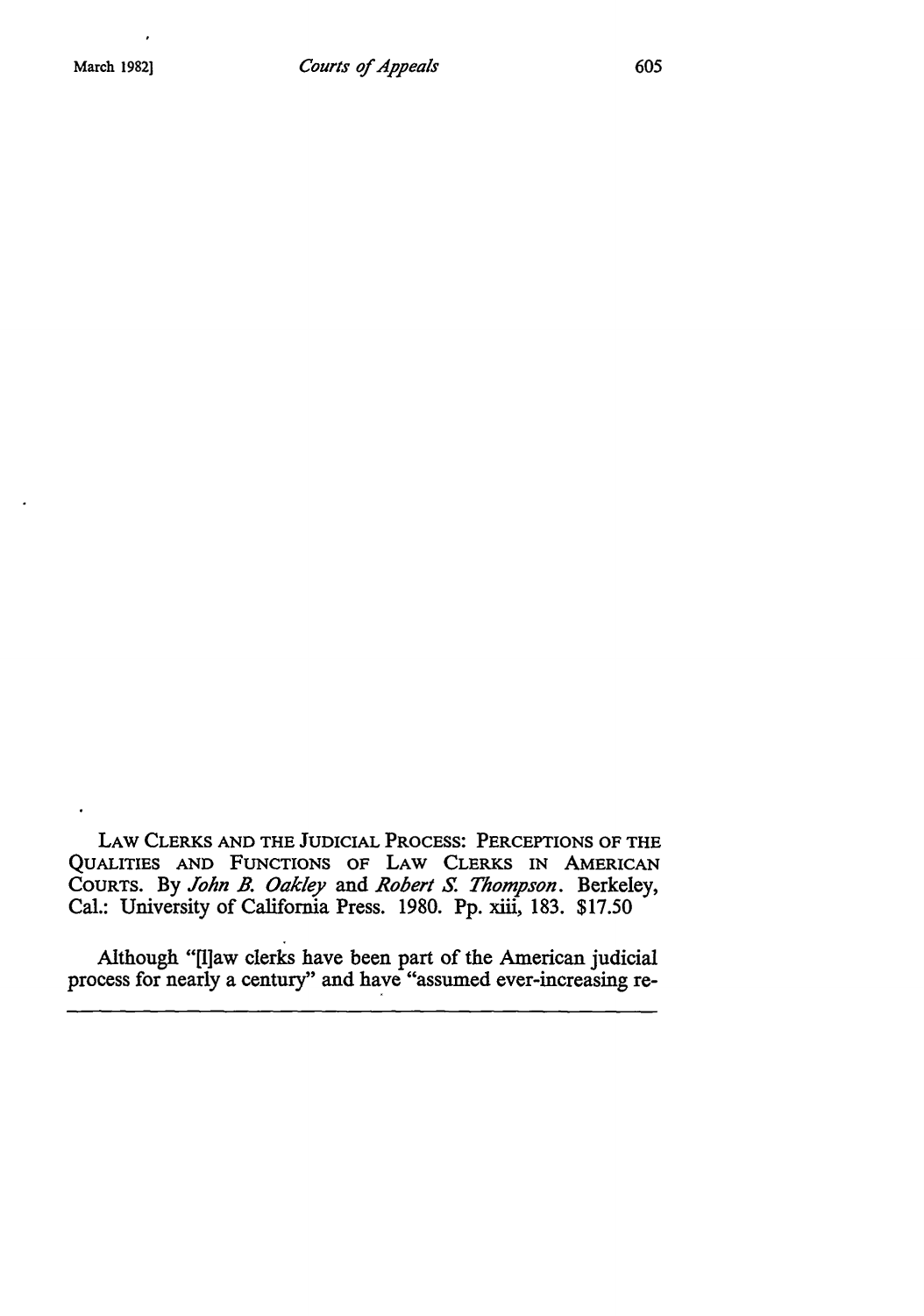LAW CLERKS AND THE JUDICIAL PROCESS: PERCEPTIONS OF THE QUALITIES AND FUNCTIONS OF LAW CLERKS IN AMERICAN COURTS. By *John B. Oakley* and *Robert S. Thompson*. Berkeley, Cal.: University of California Press. 1980. Pp. xiii, 183. $17.50

Although "[l]aw clerks have been part of the American judicial process for nearly a century" and have "assumed ever-increasing re-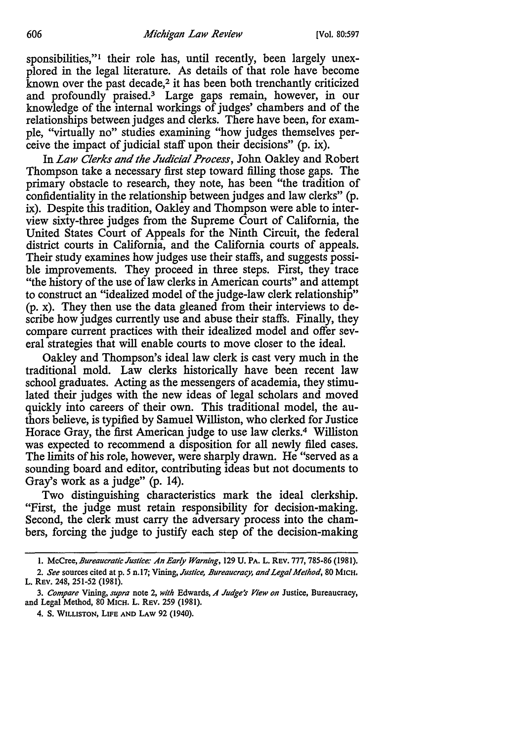sponsibilities,"[1] their role has, until recently, been largely unexplored in the legal literature. As details of that role have become known over the past decade,[2] it has been both trenchantly criticized and profoundly praised.[3] Large gaps remain, however, in our knowledge of the internal workings of judges' chambers and of the relationships between judges and clerks. There have been, for example, "virtually no" studies examining "how judges themselves perceive the impact of judicial staff upon their decisions" (p. ix).

In *Law Clerks and the Judicial Process*, John Oakley and Robert Thompson take a necessary first step toward filling those gaps. The primary obstacle to research, they note, has been "the tradition of confidentiality in the relationship between judges and law clerks" (p. ix). Despite this tradition, Oakley and Thompson were able to interview sixty-three judges from the Supreme Court of California, the United States Court of Appeals for the Ninth Circuit, the federal district courts in California, and the California courts of appeals. Their study examines how judges use their staffs, and suggests possible improvements. They proceed in three steps. First, they trace "the history of the use of law clerks in American courts" and attempt to construct an "idealized model of the judge-law clerk relationship" (p. x). They then use the data gleaned from their interviews to describe how judges currently use and abuse their staffs. Finally, they compare current practices with their idealized model and offer several strategies that will enable courts to move closer to the ideal.

Oakley and Thompson's ideal law clerk is cast very much in the traditional mold. Law clerks historically have been recent law school graduates. Acting as the messengers of academia, they stimulated their judges with the new ideas of legal scholars and moved quickly into careers of their own. This traditional model, the authors believe, is typified by Samuel Williston, who clerked for Justice Horace Gray, the first American judge to use law clerks.[4] Williston was expected to recommend a disposition for all newly filed cases. The limits of his role, however, were sharply drawn. He "served as a sounding board and editor, contributing ideas but not documents to Gray's work as a judge" (p. 14).

Two distinguishing characteristics mark the ideal clerkship. "First, the judge must retain responsibility for decision-making. Second, the clerk must carry the adversary process into the chambers, forcing the judge to justify each step of the decision-making

---

1. McCree, *Bureaucratic Justice: An Early Warning*, 129 U. PA. L. REV. 777, 785-86 (1981).

2. *See* sources cited at p. 5 n.17; Vining, *Justice, Bureaucracy, and Legal Method*, 80 MICH. L. REV. 248, 251-52 (1981).

3. *Compare* Vining, *supra* note 2, *with* Edwards, *A Judge's View on* Justice, Bureaucracy, and Legal Method, 80 MICH. L. REV. 259 (1981).

4. S. WILLISTON, LIFE AND LAW 92 (1940).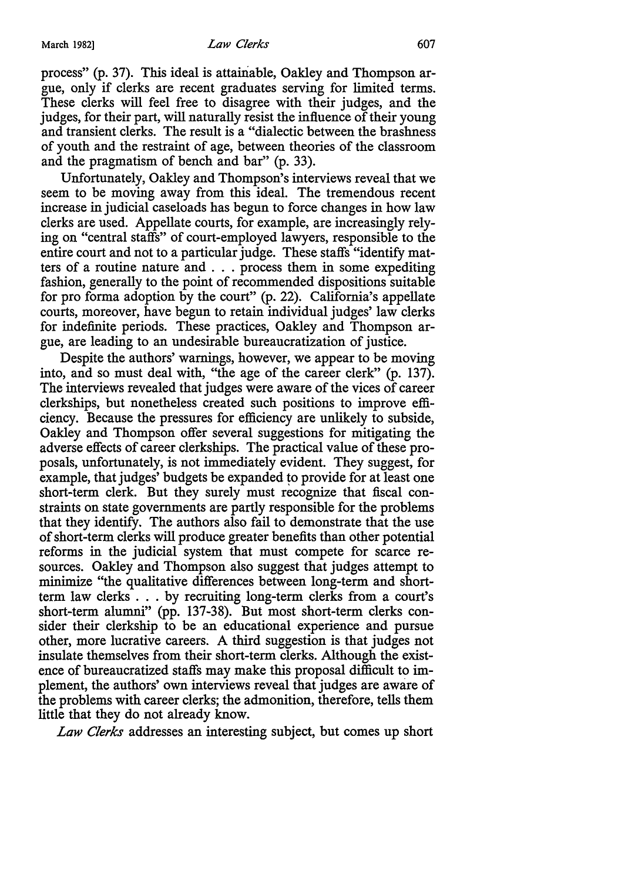process" (p. 37). This ideal is attainable, Oakley and Thompson argue, only if clerks are recent graduates serving for limited terms. These clerks will feel free to disagree with their judges, and the judges, for their part, will naturally resist the influence of their young and transient clerks. The result is a "dialectic between the brashness of youth and the restraint of age, between theories of the classroom and the pragmatism of bench and bar" (p. 33).

Unfortunately, Oakley and Thompson's interviews reveal that we seem to be moving away from this ideal. The tremendous recent increase in judicial caseloads has begun to force changes in how law clerks are used. Appellate courts, for example, are increasingly relying on "central staffs" of court-employed lawyers, responsible to the entire court and not to a particular judge. These staffs "identify matters of a routine nature and . . . process them in some expediting fashion, generally to the point of recommended dispositions suitable for pro forma adoption by the court" (p. 22). California's appellate courts, moreover, have begun to retain individual judges' law clerks for indefinite periods. These practices, Oakley and Thompson argue, are leading to an undesirable bureaucratization of justice.

Despite the authors' warnings, however, we appear to be moving into, and so must deal with, "the age of the career clerk" (p. 137). The interviews revealed that judges were aware of the vices of career clerkships, but nonetheless created such positions to improve efficiency. Because the pressures for efficiency are unlikely to subside, Oakley and Thompson offer several suggestions for mitigating the adverse effects of career clerkships. The practical value of these proposals, unfortunately, is not immediately evident. They suggest, for example, that judges' budgets be expanded to provide for at least one short-term clerk. But they surely must recognize that fiscal constraints on state governments are partly responsible for the problems that they identify. The authors also fail to demonstrate that the use of short-term clerks will produce greater benefits than other potential reforms in the judicial system that must compete for scarce resources. Oakley and Thompson also suggest that judges attempt to minimize "the qualitative differences between long-term and short-term law clerks . . . by recruiting long-term clerks from a court's short-term alumni" (pp. 137-38). But most short-term clerks consider their clerkship to be an educational experience and pursue other, more lucrative careers. A third suggestion is that judges not insulate themselves from their short-term clerks. Although the existence of bureaucratized staffs may make this proposal difficult to implement, the authors' own interviews reveal that judges are aware of the problems with career clerks; the admonition, therefore, tells them little that they do not already know.

*Law Clerks* addresses an interesting subject, but comes up short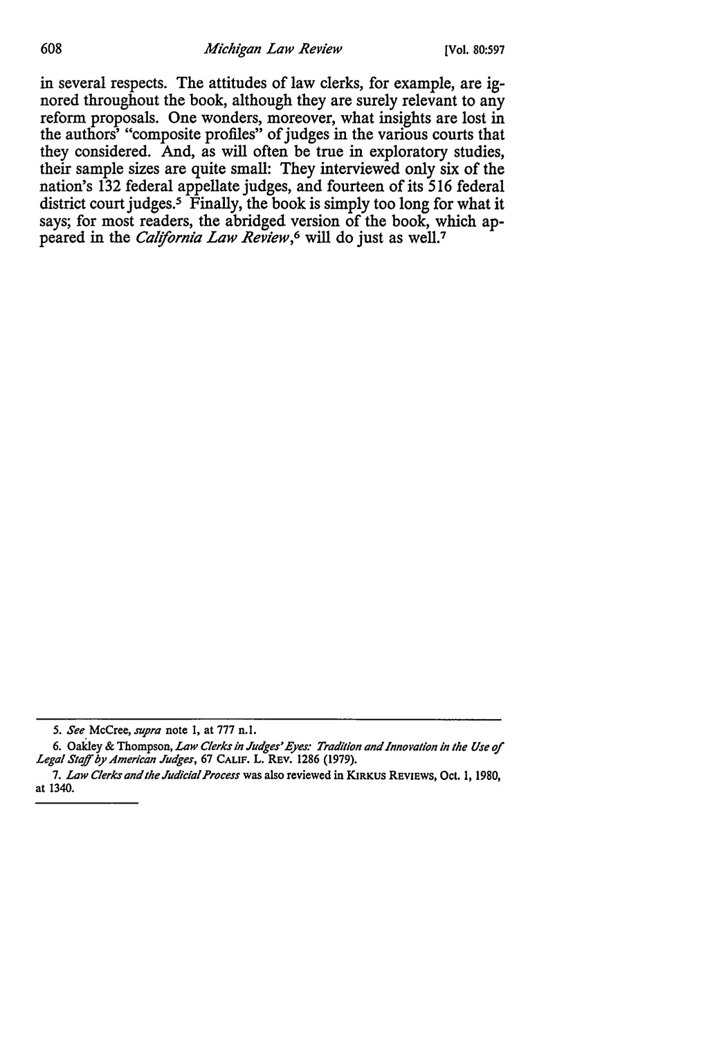in several respects. The attitudes of law clerks, for example, are ignored throughout the book, although they are surely relevant to any reform proposals. One wonders, moreover, what insights are lost in the authors' "composite profiles" of judges in the various courts that they considered. And, as will often be true in exploratory studies, their sample sizes are quite small: They interviewed only six of the nation's 132 federal appellate judges, and fourteen of its 516 federal district court judges.[5] Finally, the book is simply too long for what it says; for most readers, the abridged version of the book, which appeared in the *California Law Review*,[6] will do just as well.[7]

---

5. *See* McCree, *supra* note 1, at 777 n.1.

6. Oakley & Thompson, *Law Clerks in Judges' Eyes: Tradition and Innovation in the Use of Legal Staff by American Judges*, 67 CALIF. L. REV. 1286 (1979).

7. *Law Clerks and the Judicial Process* was also reviewed in KIRKUS REVIEWS, Oct. 1, 1980, at 1340.